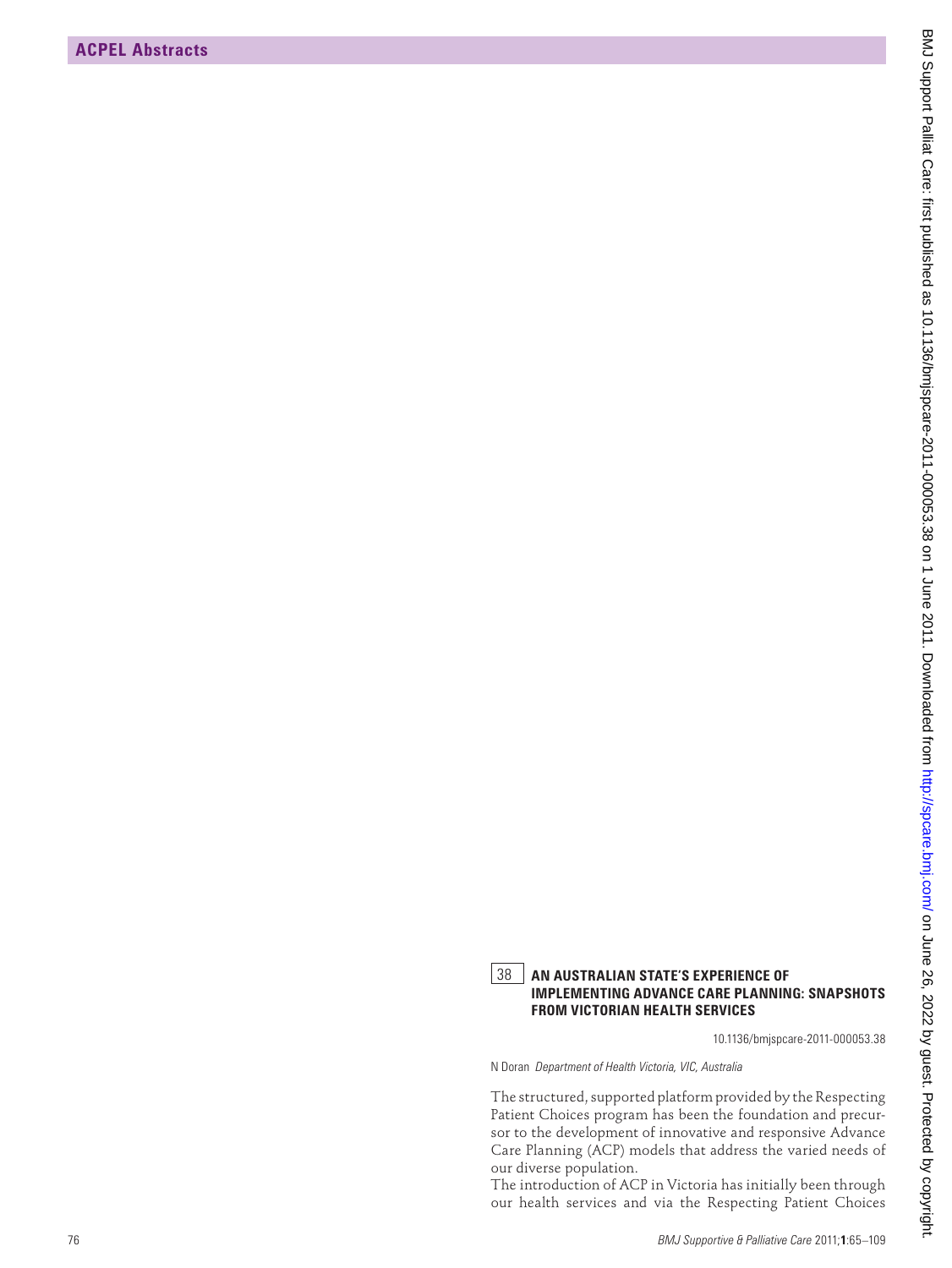## 38 AN AUSTRALIAN STATE'S EXPERIENCE OF IMPLEMENTING ADVANCE CARE PLANNING: SNAPSHOTS FROM VICTORIAN HEALTH SERVICES

10.1136/bmjspcare-2011-000053.38

N Doran *Department of Health Victoria, VIC, Australia*

The structured, supported platform provided by the Respecting Patient Choices program has been the foundation and precursor to the development of innovative and responsive Advance Care Planning (ACP) models that address the varied needs of our diverse population.

The introduction of ACP in Victoria has initially been through our health services and via the Respecting Patient Choices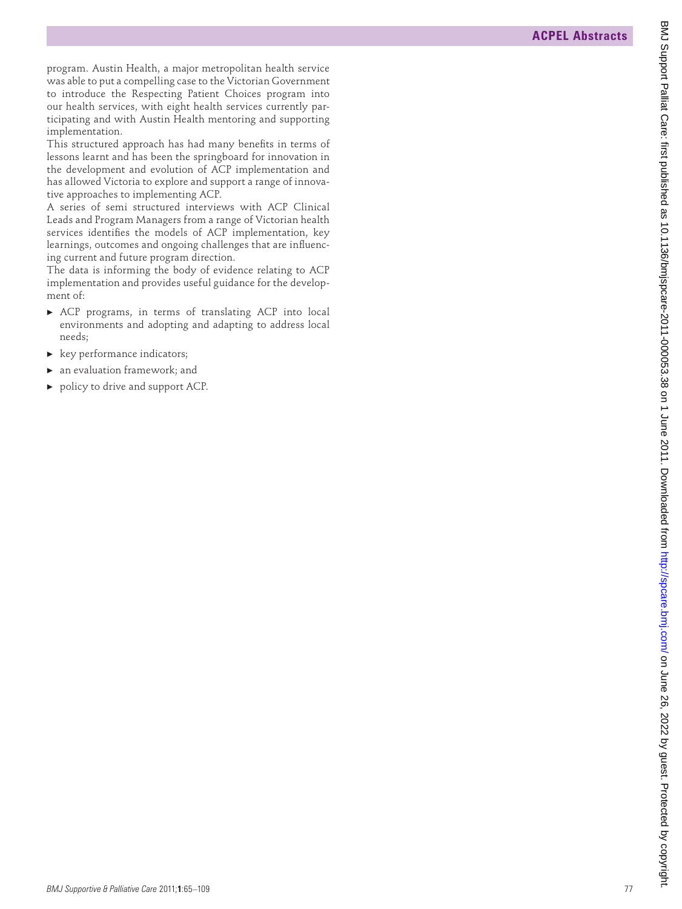program. Austin Health, a major metropolitan health service was able to put a compelling case to the Victorian Government to introduce the Respecting Patient Choices program into our health services, with eight health services currently participating and with Austin Health mentoring and supporting implementation.

This structured approach has had many benefits in terms of lessons learnt and has been the springboard for innovation in the development and evolution of ACP implementation and has allowed Victoria to explore and support a range of innovative approaches to implementing ACP.

A series of semi structured interviews with ACP Clinical Leads and Program Managers from a range of Victorian health services identifies the models of ACP implementation, key learnings, outcomes and ongoing challenges that are influencing current and future program direction.

The data is informing the body of evidence relating to ACP implementation and provides useful guidance for the development of:

- ACP programs, in terms of translating ACP into local environments and adopting and adapting to address local needs;
- key performance indicators;
- an evaluation framework; and
- policy to drive and support ACP.